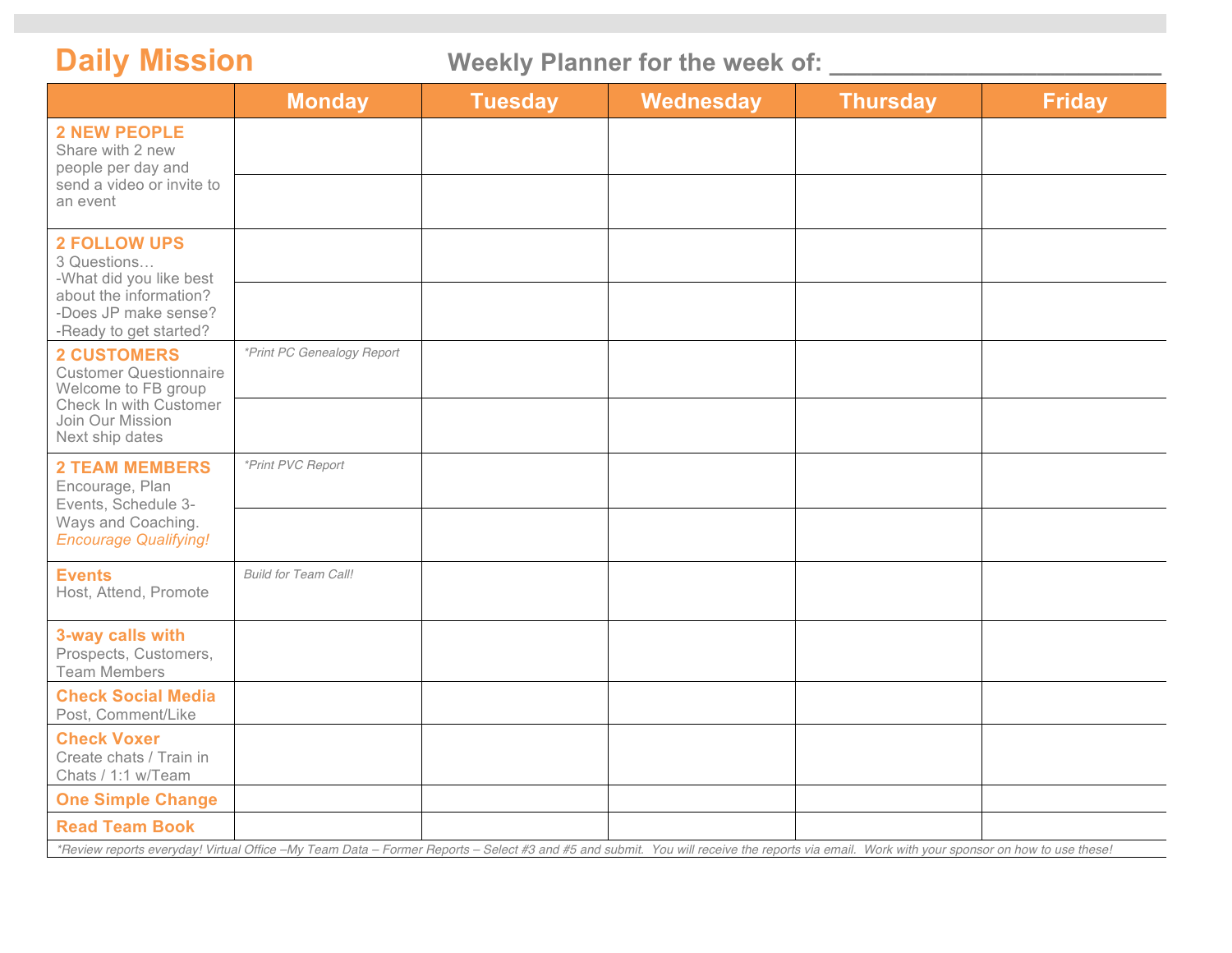# Daily Mission

## Weekly Planner for the week of: ________________________

| | Monday | Tuesday | Wednesday | Thursday | Friday |
|---|---|---|---|---|---|
| **2 NEW PEOPLE** Share with 2 new people per day and send a video or invite to an event | | | | | |
| | | | | | |
| **2 FOLLOW UPS** 3 Questions… -What did you like best about the information? -Does JP make sense? -Ready to get started? | | | | | |
| | | | | | |
| **2 CUSTOMERS** Customer Questionnaire Welcome to FB group Check In with Customer Join Our Mission Next ship dates | *\*Print PC Genealogy Report* | | | | |
| | | | | | |
| **2 TEAM MEMBERS** Encourage, Plan Events, Schedule 3-Ways and Coaching. *Encourage Qualifying!* | *\*Print PVC Report* | | | | |
| | | | | | |
| **Events** Host, Attend, Promote | *Build for Team Call!* | | | | |
| **3-way calls with** Prospects, Customers, Team Members | | | | | |
| **Check Social Media** Post, Comment/Like | | | | | |
| **Check Voxer** Create chats / Train in Chats / 1:1 w/Team | | | | | |
| **One Simple Change** | | | | | |
| **Read Team Book** | | | | | |

*\*Review reports everyday! Virtual Office –My Team Data – Former Reports – Select #3 and #5 and submit. You will receive the reports via email. Work with your sponsor on how to use these!*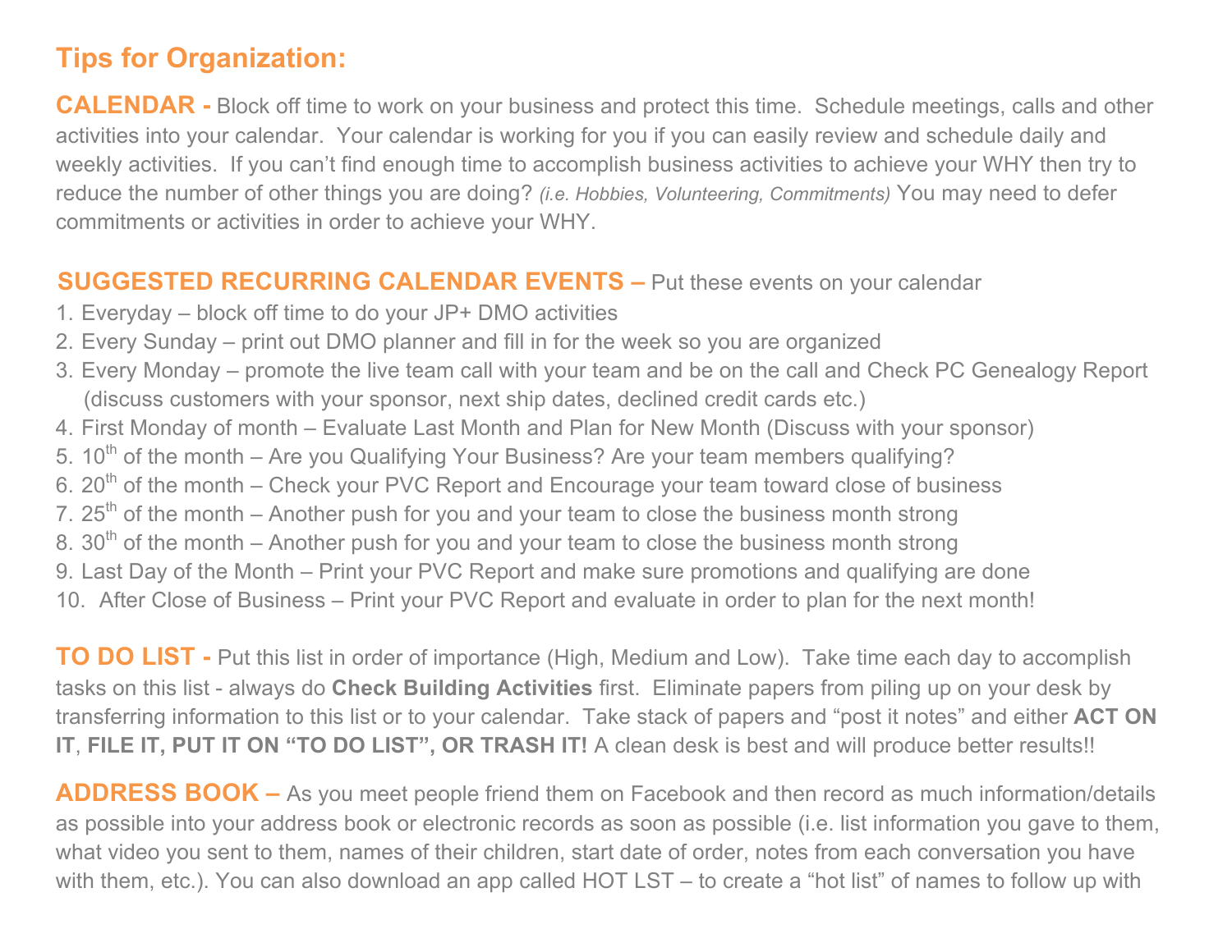## Tips for Organization:

**CALENDAR -** Block off time to work on your business and protect this time. Schedule meetings, calls and other activities into your calendar. Your calendar is working for you if you can easily review and schedule daily and weekly activities. If you can't find enough time to accomplish business activities to achieve your WHY then try to reduce the number of other things you are doing? *(i.e. Hobbies, Volunteering, Commitments)* You may need to defer commitments or activities in order to achieve your WHY.

**SUGGESTED RECURRING CALENDAR EVENTS –** Put these events on your calendar

1. Everyday – block off time to do your JP+ DMO activities
2. Every Sunday – print out DMO planner and fill in for the week so you are organized
3. Every Monday – promote the live team call with your team and be on the call and Check PC Genealogy Report (discuss customers with your sponsor, next ship dates, declined credit cards etc.)
4. First Monday of month – Evaluate Last Month and Plan for New Month (Discuss with your sponsor)
5. 10th of the month – Are you Qualifying Your Business? Are your team members qualifying?
6. 20th of the month – Check your PVC Report and Encourage your team toward close of business
7. 25th of the month – Another push for you and your team to close the business month strong
8. 30th of the month – Another push for you and your team to close the business month strong
9. Last Day of the Month – Print your PVC Report and make sure promotions and qualifying are done
10. After Close of Business – Print your PVC Report and evaluate in order to plan for the next month!

**TO DO LIST -** Put this list in order of importance (High, Medium and Low). Take time each day to accomplish tasks on this list - always do **Check Building Activities** first. Eliminate papers from piling up on your desk by transferring information to this list or to your calendar. Take stack of papers and "post it notes" and either **ACT ON IT**, **FILE IT, PUT IT ON "TO DO LIST", OR TRASH IT!** A clean desk is best and will produce better results!!

**ADDRESS BOOK –** As you meet people friend them on Facebook and then record as much information/details as possible into your address book or electronic records as soon as possible (i.e. list information you gave to them, what video you sent to them, names of their children, start date of order, notes from each conversation you have with them, etc.). You can also download an app called HOT LST – to create a "hot list" of names to follow up with